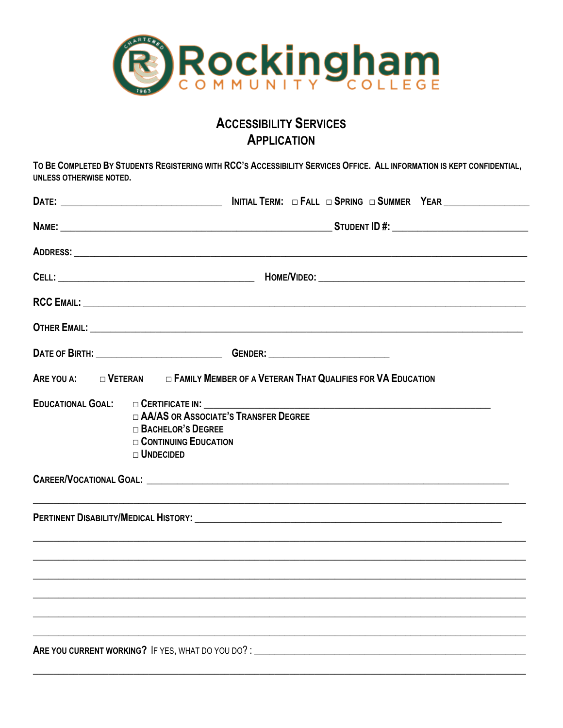# Rockingham Community College

## Accessibility Services Application

**To Be Completed By Students Registering with RCC's Accessibility Services Office. All information is kept confidential, unless otherwise noted.**

**Date:** ______________________ **Initial Term:** □ Fall □ Spring □ Summer **Year** ______________

**Name:** ________________________________________ **Student ID #:** ____________________

**Address:** ____________________________________________________________

**Cell:** ____________________________ **Home/Video:** ______________________________

**RCC Email:** ____________________________________________________________

**Other Email:** ____________________________________________________________

**Date of Birth:** __________________ **Gender:** __________________

**Are you a:** □ Veteran □ Family Member of a Veteran That Qualifies for VA Education

**Educational Goal:**
- □ Certificate in: ____________________________________________
- □ AA/AS or Associate's Transfer Degree
- □ Bachelor's Degree
- □ Continuing Education
- □ Undecided

**Career/Vocational Goal:** ____________________________________________________

______________________________________________________________________

**Pertinent Disability/Medical History:** ____________________________________________

______________________________________________________________________

______________________________________________________________________

______________________________________________________________________

______________________________________________________________________

______________________________________________________________________

______________________________________________________________________

**Are you current working?** If yes, what do you do? : ________________________________________

______________________________________________________________________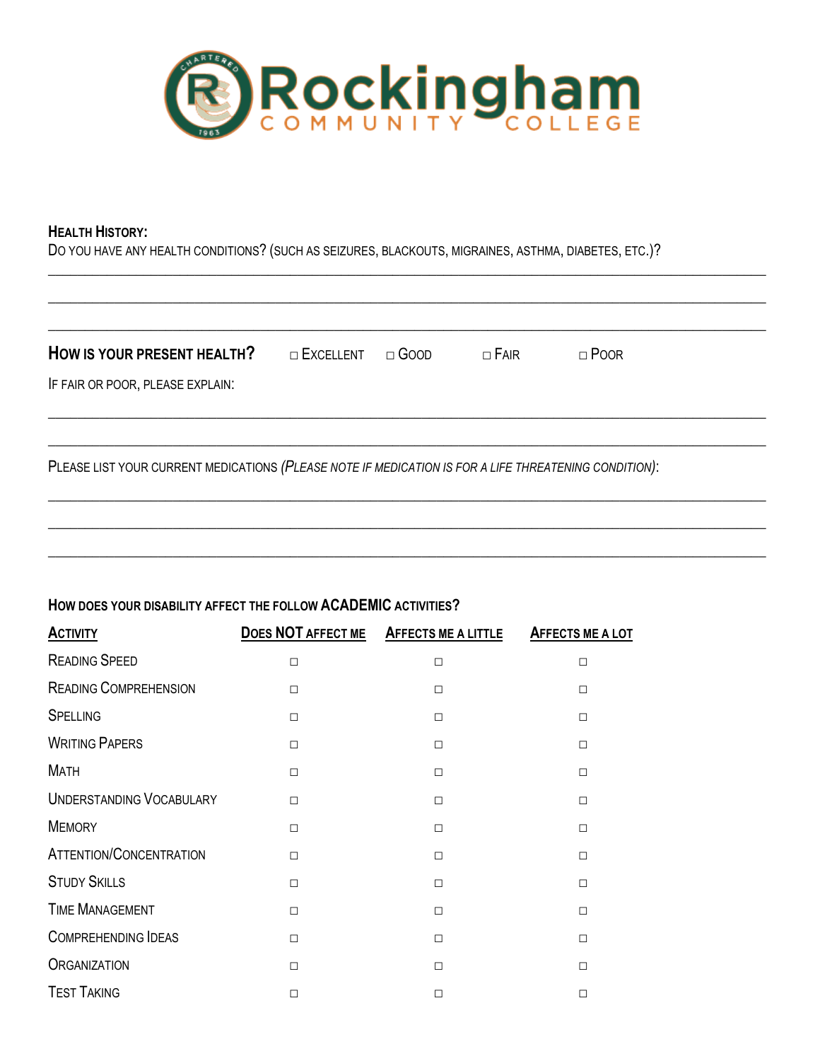# Rockingham Community College

**Health History:**

Do you have any health conditions? (such as seizures, blackouts, migraines, asthma, diabetes, etc.)?

______________________________________________________________________________

______________________________________________________________________________

______________________________________________________________________________

**How is your present health?** ☐ Excellent ☐ Good ☐ Fair ☐ Poor

If fair or poor, please explain:

______________________________________________________________________________

______________________________________________________________________________

Please list your current medications *(Please note if medication is for a life threatening condition)*:

______________________________________________________________________________

______________________________________________________________________________

______________________________________________________________________________

**How does your disability affect the follow ACADEMIC activities?**

| Activity | Does NOT affect me | Affects me a little | Affects me a lot |
|---|---|---|---|
| Reading Speed | ☐ | ☐ | ☐ |
| Reading Comprehension | ☐ | ☐ | ☐ |
| Spelling | ☐ | ☐ | ☐ |
| Writing Papers | ☐ | ☐ | ☐ |
| Math | ☐ | ☐ | ☐ |
| Understanding Vocabulary | ☐ | ☐ | ☐ |
| Memory | ☐ | ☐ | ☐ |
| Attention/Concentration | ☐ | ☐ | ☐ |
| Study Skills | ☐ | ☐ | ☐ |
| Time Management | ☐ | ☐ | ☐ |
| Comprehending Ideas | ☐ | ☐ | ☐ |
| Organization | ☐ | ☐ | ☐ |
| Test Taking | ☐ | ☐ | ☐ |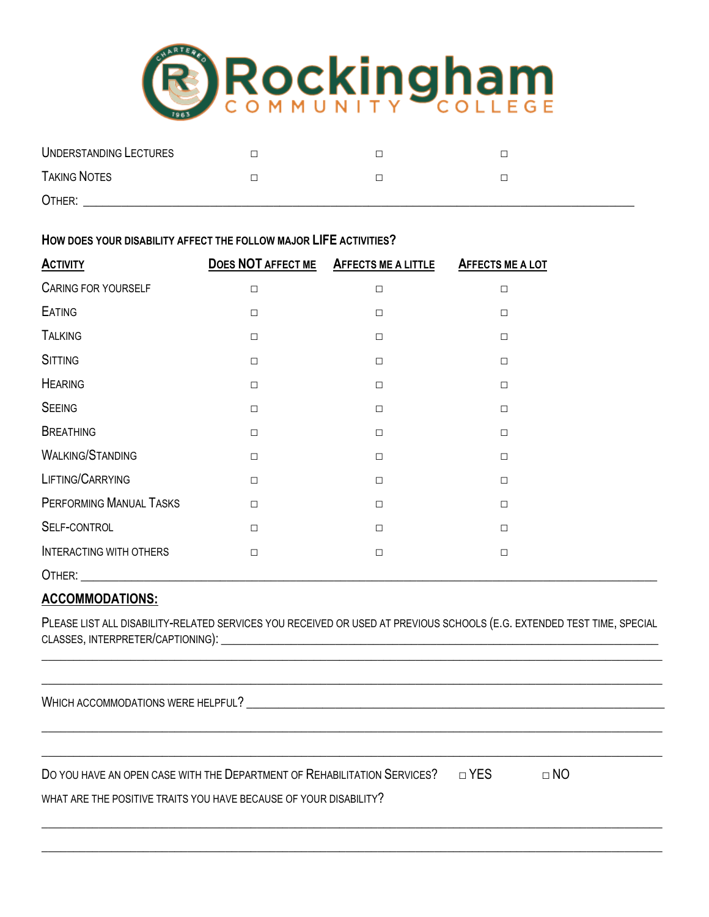# Rockingham Community College

| | | | |
|---|---|---|---|
| Understanding Lectures | □ | □ | □ |
| Taking Notes | □ | □ | □ |

Other: ___________________________________________________________________________

**How does your disability affect the follow major LIFE activities?**

| Activity | Does NOT affect me | Affects me a little | Affects me a lot |
|---|---|---|---|
| Caring for yourself | □ | □ | □ |
| Eating | □ | □ | □ |
| Talking | □ | □ | □ |
| Sitting | □ | □ | □ |
| Hearing | □ | □ | □ |
| Seeing | □ | □ | □ |
| Breathing | □ | □ | □ |
| Walking/Standing | □ | □ | □ |
| Lifting/Carrying | □ | □ | □ |
| Performing Manual Tasks | □ | □ | □ |
| Self-control | □ | □ | □ |
| Interacting with others | □ | □ | □ |

Other: ___________________________________________________________________________

## Accommodations:

Please list all disability-related services you received or used at previous schools (e.g. extended test time, special classes, interpreter/captioning): ___________________________________________

___________________________________________________________________________

___________________________________________________________________________

Which accommodations were helpful? ___________________________________________

___________________________________________________________________________

___________________________________________________________________________

Do you have an open case with the Department of Rehabilitation Services? □ YES □ NO

What are the positive traits you have because of your disability?

___________________________________________________________________________

___________________________________________________________________________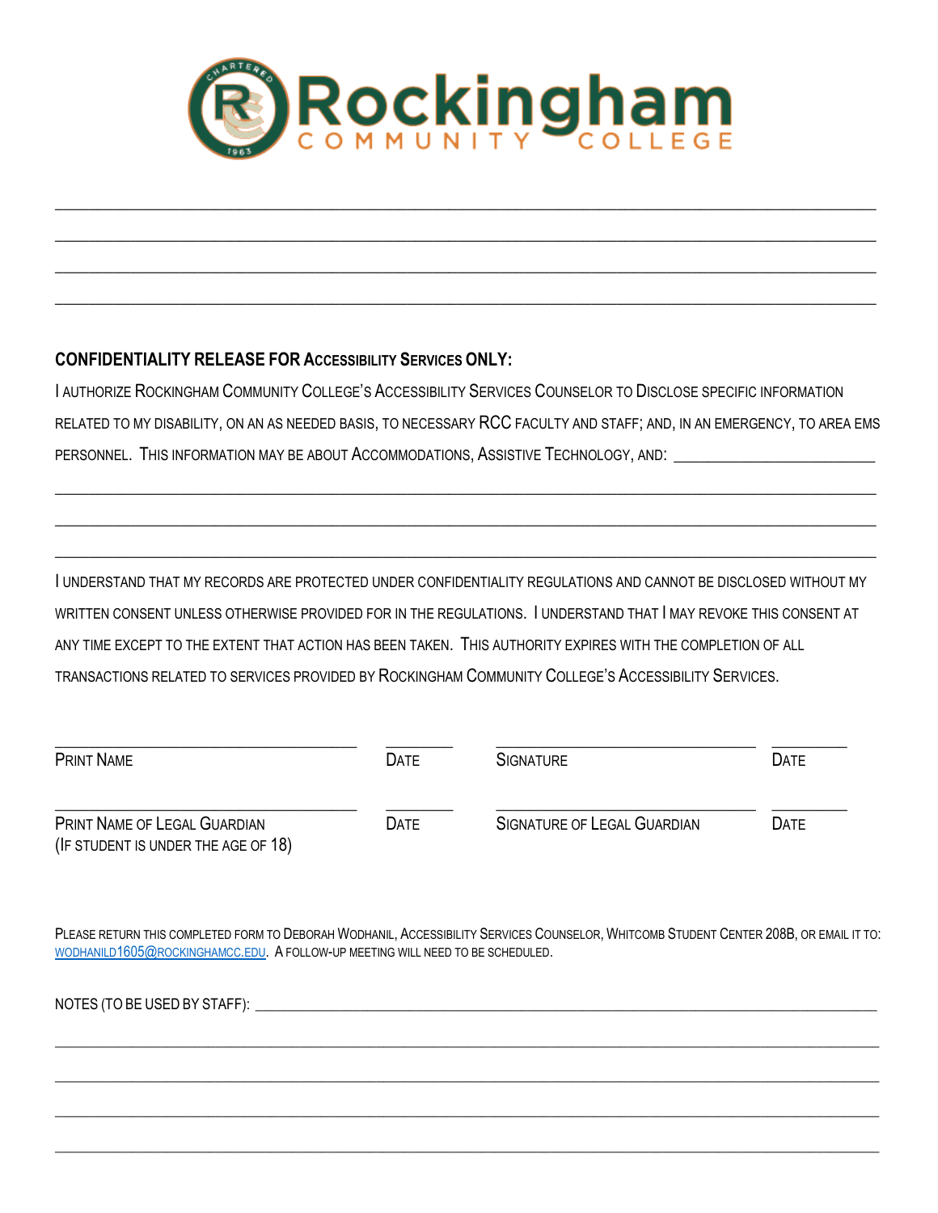# Rockingham Community College

\_\_\_\_\_\_\_\_\_\_\_\_\_\_\_\_\_\_\_\_\_\_\_\_\_\_\_\_\_\_\_\_\_\_\_\_\_\_\_\_\_\_\_\_\_\_\_\_\_\_\_\_\_\_\_\_\_\_\_\_\_\_\_\_\_\_\_\_\_\_\_\_\_\_\_\_\_\_

\_\_\_\_\_\_\_\_\_\_\_\_\_\_\_\_\_\_\_\_\_\_\_\_\_\_\_\_\_\_\_\_\_\_\_\_\_\_\_\_\_\_\_\_\_\_\_\_\_\_\_\_\_\_\_\_\_\_\_\_\_\_\_\_\_\_\_\_\_\_\_\_\_\_\_\_\_\_

\_\_\_\_\_\_\_\_\_\_\_\_\_\_\_\_\_\_\_\_\_\_\_\_\_\_\_\_\_\_\_\_\_\_\_\_\_\_\_\_\_\_\_\_\_\_\_\_\_\_\_\_\_\_\_\_\_\_\_\_\_\_\_\_\_\_\_\_\_\_\_\_\_\_\_\_\_\_

\_\_\_\_\_\_\_\_\_\_\_\_\_\_\_\_\_\_\_\_\_\_\_\_\_\_\_\_\_\_\_\_\_\_\_\_\_\_\_\_\_\_\_\_\_\_\_\_\_\_\_\_\_\_\_\_\_\_\_\_\_\_\_\_\_\_\_\_\_\_\_\_\_\_\_\_\_\_

**CONFIDENTIALITY RELEASE FOR ACCESSIBILITY SERVICES ONLY:**

I AUTHORIZE ROCKINGHAM COMMUNITY COLLEGE'S ACCESSIBILITY SERVICES COUNSELOR TO DISCLOSE SPECIFIC INFORMATION RELATED TO MY DISABILITY, ON AN AS NEEDED BASIS, TO NECESSARY RCC FACULTY AND STAFF; AND, IN AN EMERGENCY, TO AREA EMS PERSONNEL. THIS INFORMATION MAY BE ABOUT ACCOMMODATIONS, ASSISTIVE TECHNOLOGY, AND: \_\_\_\_\_\_\_\_\_\_\_\_\_\_\_\_\_\_\_\_\_\_\_\_\_\_

\_\_\_\_\_\_\_\_\_\_\_\_\_\_\_\_\_\_\_\_\_\_\_\_\_\_\_\_\_\_\_\_\_\_\_\_\_\_\_\_\_\_\_\_\_\_\_\_\_\_\_\_\_\_\_\_\_\_\_\_\_\_\_\_\_\_\_\_\_\_\_\_\_\_\_\_\_\_

\_\_\_\_\_\_\_\_\_\_\_\_\_\_\_\_\_\_\_\_\_\_\_\_\_\_\_\_\_\_\_\_\_\_\_\_\_\_\_\_\_\_\_\_\_\_\_\_\_\_\_\_\_\_\_\_\_\_\_\_\_\_\_\_\_\_\_\_\_\_\_\_\_\_\_\_\_\_

\_\_\_\_\_\_\_\_\_\_\_\_\_\_\_\_\_\_\_\_\_\_\_\_\_\_\_\_\_\_\_\_\_\_\_\_\_\_\_\_\_\_\_\_\_\_\_\_\_\_\_\_\_\_\_\_\_\_\_\_\_\_\_\_\_\_\_\_\_\_\_\_\_\_\_\_\_\_

I UNDERSTAND THAT MY RECORDS ARE PROTECTED UNDER CONFIDENTIALITY REGULATIONS AND CANNOT BE DISCLOSED WITHOUT MY WRITTEN CONSENT UNLESS OTHERWISE PROVIDED FOR IN THE REGULATIONS. I UNDERSTAND THAT I MAY REVOKE THIS CONSENT AT ANY TIME EXCEPT TO THE EXTENT THAT ACTION HAS BEEN TAKEN. THIS AUTHORITY EXPIRES WITH THE COMPLETION OF ALL TRANSACTIONS RELATED TO SERVICES PROVIDED BY ROCKINGHAM COMMUNITY COLLEGE'S ACCESSIBILITY SERVICES.

| \_\_\_\_\_\_\_\_\_\_\_\_\_\_\_\_\_\_\_\_ | \_\_\_\_\_\_ | \_\_\_\_\_\_\_\_\_\_\_\_\_\_\_\_\_\_\_\_ | \_\_\_\_\_\_ |
|---|---|---|---|
| PRINT NAME | DATE | SIGNATURE | DATE |
| \_\_\_\_\_\_\_\_\_\_\_\_\_\_\_\_\_\_\_\_ | \_\_\_\_\_\_ | \_\_\_\_\_\_\_\_\_\_\_\_\_\_\_\_\_\_\_\_ | \_\_\_\_\_\_ |
| PRINT NAME OF LEGAL GUARDIAN (IF STUDENT IS UNDER THE AGE OF 18) | DATE | SIGNATURE OF LEGAL GUARDIAN | DATE |

PLEASE RETURN THIS COMPLETED FORM TO DEBORAH WODHANIL, ACCESSIBILITY SERVICES COUNSELOR, WHITCOMB STUDENT CENTER 208B, OR EMAIL IT TO: WODHANILD1605@ROCKINGHAMCC.EDU. A FOLLOW-UP MEETING WILL NEED TO BE SCHEDULED.

NOTES (TO BE USED BY STAFF): \_\_\_\_\_\_\_\_\_\_\_\_\_\_\_\_\_\_\_\_\_\_\_\_\_\_\_\_\_\_\_\_\_\_\_\_\_\_\_\_\_\_\_\_\_\_\_\_\_\_\_\_\_\_\_\_

\_\_\_\_\_\_\_\_\_\_\_\_\_\_\_\_\_\_\_\_\_\_\_\_\_\_\_\_\_\_\_\_\_\_\_\_\_\_\_\_\_\_\_\_\_\_\_\_\_\_\_\_\_\_\_\_\_\_\_\_\_\_\_\_\_\_\_\_\_\_\_\_\_\_\_\_\_\_

\_\_\_\_\_\_\_\_\_\_\_\_\_\_\_\_\_\_\_\_\_\_\_\_\_\_\_\_\_\_\_\_\_\_\_\_\_\_\_\_\_\_\_\_\_\_\_\_\_\_\_\_\_\_\_\_\_\_\_\_\_\_\_\_\_\_\_\_\_\_\_\_\_\_\_\_\_\_

\_\_\_\_\_\_\_\_\_\_\_\_\_\_\_\_\_\_\_\_\_\_\_\_\_\_\_\_\_\_\_\_\_\_\_\_\_\_\_\_\_\_\_\_\_\_\_\_\_\_\_\_\_\_\_\_\_\_\_\_\_\_\_\_\_\_\_\_\_\_\_\_\_\_\_\_\_\_

\_\_\_\_\_\_\_\_\_\_\_\_\_\_\_\_\_\_\_\_\_\_\_\_\_\_\_\_\_\_\_\_\_\_\_\_\_\_\_\_\_\_\_\_\_\_\_\_\_\_\_\_\_\_\_\_\_\_\_\_\_\_\_\_\_\_\_\_\_\_\_\_\_\_\_\_\_\_